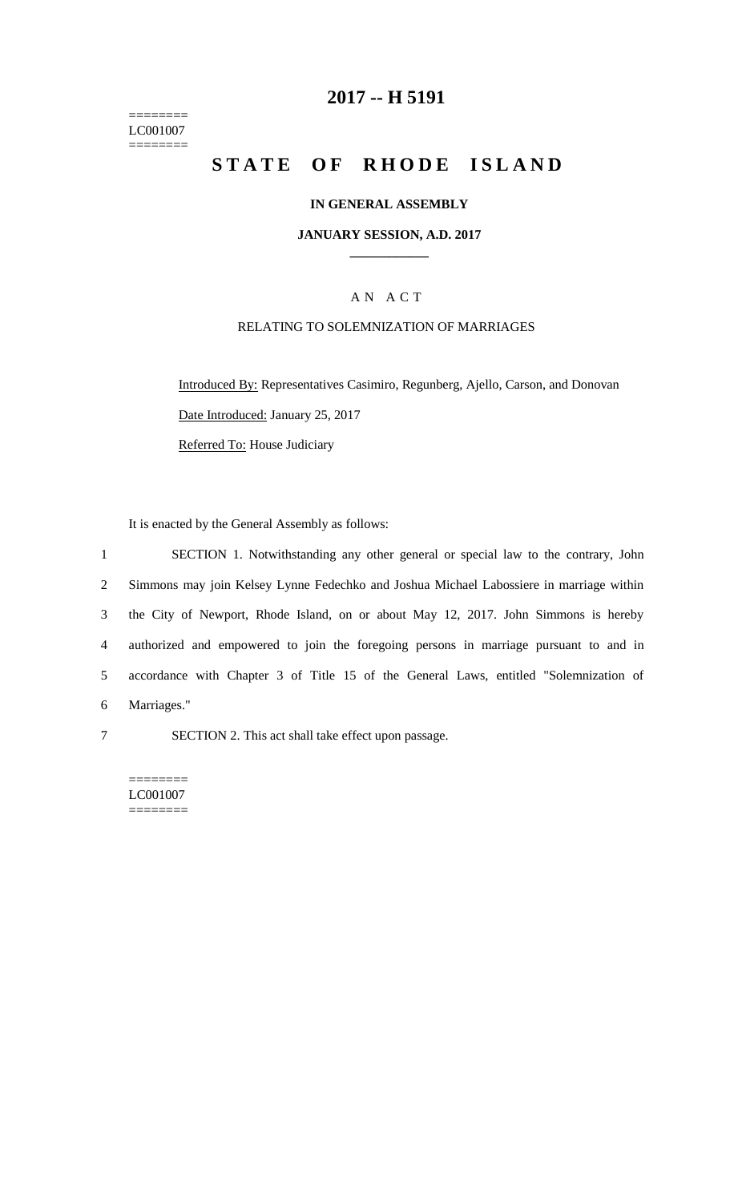========
LC001007
========

# 2017 -- H 5191

# STATE OF RHODE ISLAND

**IN GENERAL ASSEMBLY**

**JANUARY SESSION, A.D. 2017**

---

A N A C T

RELATING TO SOLEMNIZATION OF MARRIAGES

Introduced By: Representatives Casimiro, Regunberg, Ajello, Carson, and Donovan

Date Introduced: January 25, 2017

Referred To: House Judiciary

It is enacted by the General Assembly as follows:

1 SECTION 1. Notwithstanding any other general or special law to the contrary, John
2 Simmons may join Kelsey Lynne Fedechko and Joshua Michael Labossiere in marriage within
3 the City of Newport, Rhode Island, on or about May 12, 2017. John Simmons is hereby
4 authorized and empowered to join the foregoing persons in marriage pursuant to and in
5 accordance with Chapter 3 of Title 15 of the General Laws, entitled "Solemnization of
6 Marriages."

7 SECTION 2. This act shall take effect upon passage.

========
LC001007
========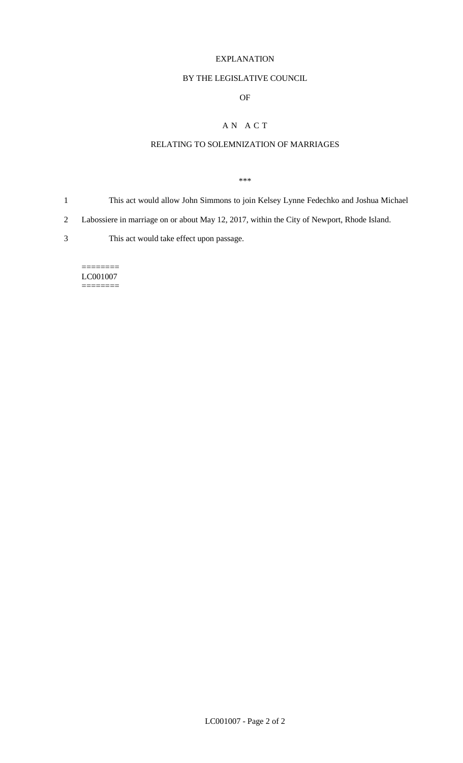EXPLANATION

BY THE LEGISLATIVE COUNCIL

OF

A N A C T

RELATING TO SOLEMNIZATION OF MARRIAGES

\*\*\*

1 This act would allow John Simmons to join Kelsey Lynne Fedechko and Joshua Michael
2 Labossiere in marriage on or about May 12, 2017, within the City of Newport, Rhode Island.
3 This act would take effect upon passage.

========
LC001007
========